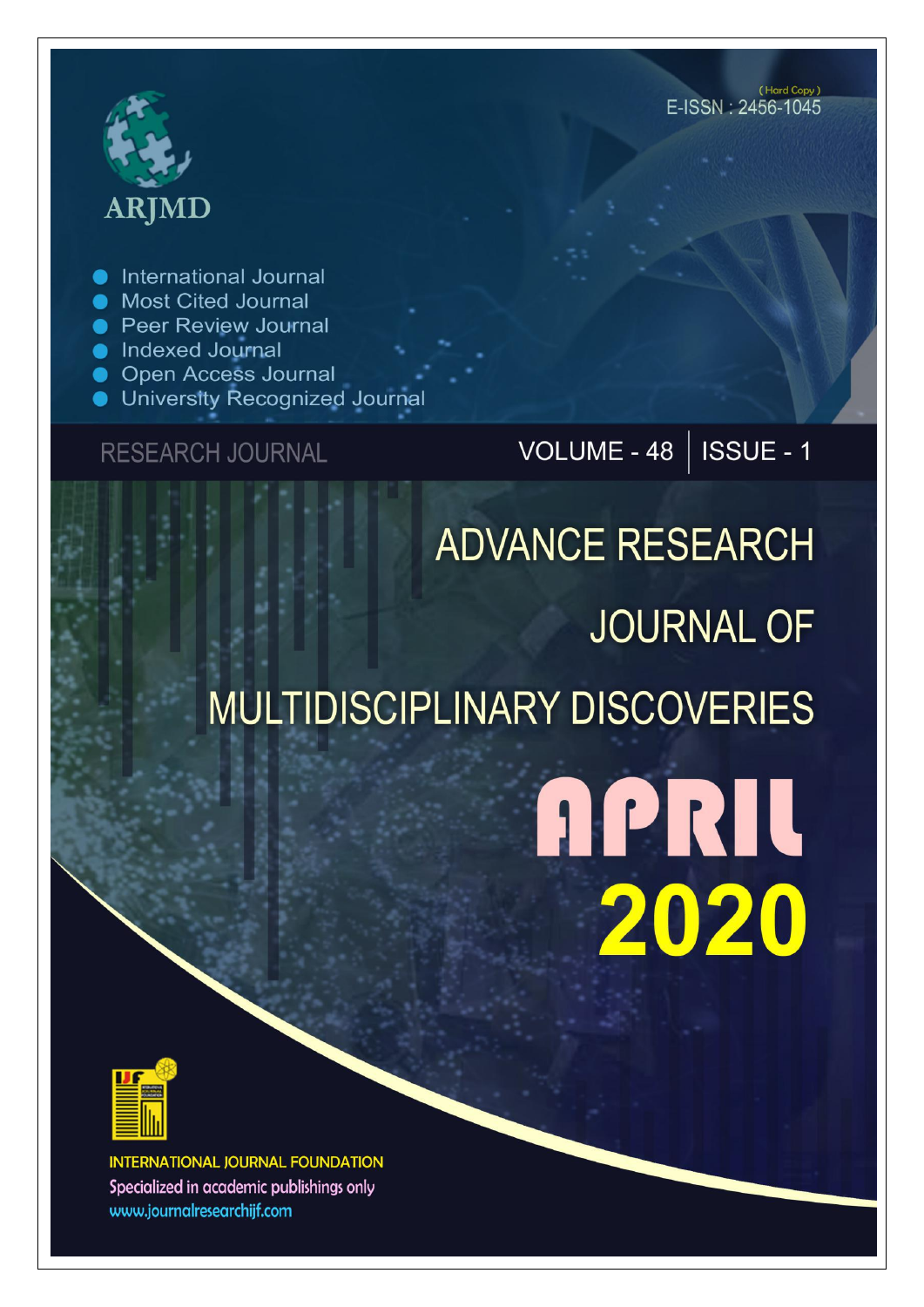ARJMD

(Hard Copy)
E-ISSN : 2456-1045

- International Journal
- Most Cited Journal
- Peer Review Journal
- Indexed Journal
- Open Access Journal
- University Recognized Journal

RESEARCH JOURNAL

VOLUME - 48 | ISSUE - 1

# ADVANCE RESEARCH JOURNAL OF MULTIDISCIPLINARY DISCOVERIES

APRIL 2020

INTERNATIONAL JOURNAL FOUNDATION
Specialized in academic publishings only
www.journalresearchijf.com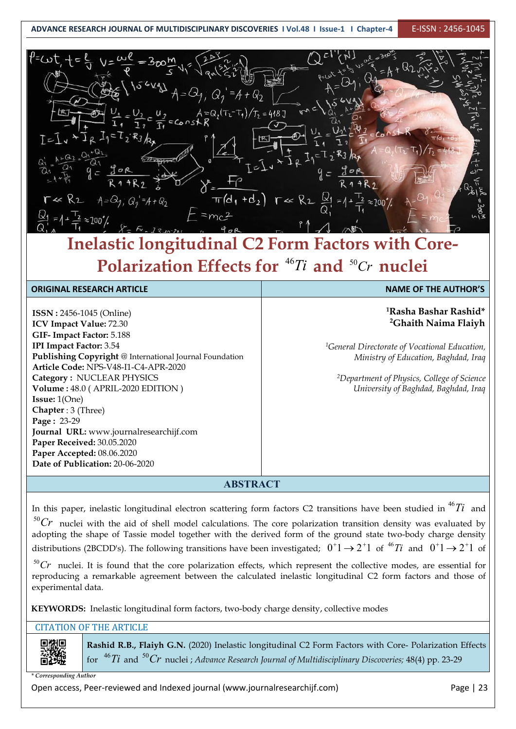# Inelastic longitudinal C2 Form Factors with Core-Polarization Effects for $^{46}Ti$ and $^{50}Cr$ nuclei

| ORIGINAL RESEARCH ARTICLE | NAME OF THE AUTHOR'S |
|---|---|
| **ISSN :** 2456-1045 (Online)<br>**ICV Impact Value:** 72.30<br>**GIF- Impact Factor:** 5.188<br>**IPI Impact Factor:** 3.54<br>**Publishing Copyright** @ International Journal Foundation<br>**Article Code:** NPS-V48-I1-C4-APR-2020<br>**Category :** NUCLEAR PHYSICS<br>**Volume :** 48.0 ( APRIL-2020 EDITION )<br>**Issue:** 1(One)<br>**Chapter** : 3 (Three)<br>**Page :** 23-29<br>**Journal URL:** www.journalresearchijf.com<br>**Paper Received:** 30.05.2020<br>**Paper Accepted:** 08.06.2020<br>**Date of Publication:** 20-06-2020 | **[1]Rasha Bashar Rashid***<br>**[2]Ghaith Naima Flaiyh**<br><br>*[1]General Directorate of Vocational Education, Ministry of Education, Baghdad, Iraq*<br><br>*[2]Department of Physics, College of Science University of Baghdad, Baghdad, Iraq* |

## ABSTRACT

In this paper, inelastic longitudinal electron scattering form factors C2 transitions have been studied in $^{46}Ti$ and $^{50}Cr$ nuclei with the aid of shell model calculations. The core polarization transition density was evaluated by adopting the shape of Tassie model together with the derived form of the ground state two-body charge density distributions (2BCDD's). The following transitions have been investigated; $0^{+}1 \rightarrow 2^{+}1$ of $^{46}Ti$ and $0^{+}1 \rightarrow 2^{+}1$ of $^{50}Cr$ nuclei. It is found that the core polarization effects, which represent the collective modes, are essential for reproducing a remarkable agreement between the calculated inelastic longitudinal C2 form factors and those of experimental data.

**KEYWORDS:** Inelastic longitudinal form factors, two-body charge density, collective modes

CITATION OF THE ARTICLE

**Rashid R.B., Flaiyh G.N.** (2020) Inelastic longitudinal C2 Form Factors with Core- Polarization Effects for $^{46}Ti$ and $^{50}Cr$ nuclei ; *Advance Research Journal of Multidisciplinary Discoveries;* 48(4) pp. 23-29

*\* Corresponding Author*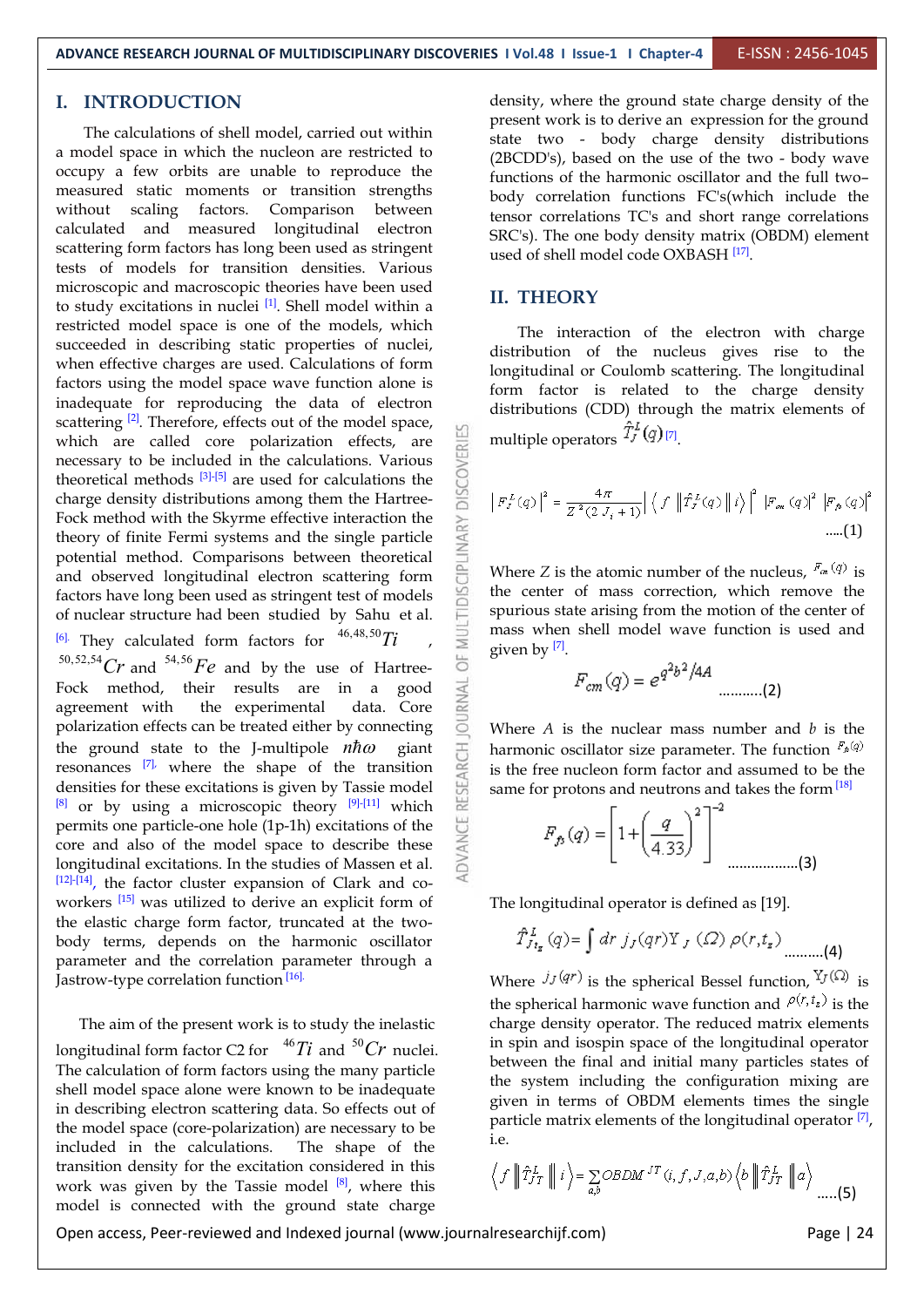# I. INTRODUCTION

The calculations of shell model, carried out within a model space in which the nucleon are restricted to occupy a few orbits are unable to reproduce the measured static moments or transition strengths without scaling factors. Comparison between calculated and measured longitudinal electron scattering form factors has long been used as stringent tests of models for transition densities. Various microscopic and macroscopic theories have been used to study excitations in nuclei [1]. Shell model within a restricted model space is one of the models, which succeeded in describing static properties of nuclei, when effective charges are used. Calculations of form factors using the model space wave function alone is inadequate for reproducing the data of electron scattering [2]. Therefore, effects out of the model space, which are called core polarization effects, are necessary to be included in the calculations. Various theoretical methods [3]-[5] are used for calculations the charge density distributions among them the Hartree-Fock method with the Skyrme effective interaction the theory of finite Fermi systems and the single particle potential method. Comparisons between theoretical and observed longitudinal electron scattering form factors have long been used as stringent test of models of nuclear structure had been studied by Sahu et al. [6]. They calculated form factors for $^{46,48,50}Ti$ , $^{50,52,54}Cr$ and $^{54,56}Fe$ and by the use of Hartree-Fock method, their results are in a good agreement with the experimental data. Core polarization effects can be treated either by connecting the ground state to the J-multipole $n\hbar\omega$ giant resonances [7], where the shape of the transition densities for these excitations is given by Tassie model [8] or by using a microscopic theory [9]-[11] which permits one particle-one hole (1p-1h) excitations of the core and also of the model space to describe these longitudinal excitations. In the studies of Massen et al. [12]-[14], the factor cluster expansion of Clark and co-workers [15] was utilized to derive an explicit form of the elastic charge form factor, truncated at the two-body terms, depends on the harmonic oscillator parameter and the correlation parameter through a Jastrow-type correlation function [16].

The aim of the present work is to study the inelastic longitudinal form factor C2 for $^{46}Ti$ and $^{50}Cr$ nuclei. The calculation of form factors using the many particle shell model space alone were known to be inadequate in describing electron scattering data. So effects out of the model space (core-polarization) are necessary to be included in the calculations. The shape of the transition density for the excitation considered in this work was given by the Tassie model [8], where this model is connected with the ground state charge density, where the ground state charge density of the present work is to derive an expression for the ground state two - body charge density distributions (2BCDD's), based on the use of the two - body wave functions of the harmonic oscillator and the full two–body correlation functions FC's(which include the tensor correlations TC's and short range correlations SRC's). The one body density matrix (OBDM) element used of shell model code OXBASH [17].

# II. THEORY

The interaction of the electron with charge distribution of the nucleus gives rise to the longitudinal or Coulomb scattering. The longitudinal form factor is related to the charge density distributions (CDD) through the matrix elements of multiple operators $\hat{T}_J^L(q)$ [7].

$$\left|F_J^L(q)\right|^2 = \frac{4\pi}{Z^2(2J_i+1)}\left|\left\langle f\left\|\hat{T}_J^L(q)\right\|i\right\rangle\right|^2 \left|F_{cm}(q)\right|^2 \left|F_{fs}(q)\right|^2 \quad .....(1)$$

Where $Z$ is the atomic number of the nucleus, $F_{cm}(q)$ is the center of mass correction, which remove the spurious state arising from the motion of the center of mass when shell model wave function is used and given by [7].

$$F_{cm}(q) = e^{q^2b^2/4A} \quad ...........(2)$$

Where $A$ is the nuclear mass number and $b$ is the harmonic oscillator size parameter. The function $F_{fs}(q)$ is the free nucleon form factor and assumed to be the same for protons and neutrons and takes the form [18]

$$F_{fs}(q) = \left[1+\left(\frac{q}{4.33}\right)^2\right]^{-2} \quad ..................(3)$$

The longitudinal operator is defined as [19].

$$\hat{T}_{J t_z}^L(q) = \int dr\, j_J(qr)\Upsilon_J(\Omega)\,\rho(r,t_z) \quad ..........(4)$$

Where $j_J(qr)$ is the spherical Bessel function, $\Upsilon_J(\Omega)$ is the spherical harmonic wave function and $\rho(r,t_z)$ is the charge density operator. The reduced matrix elements in spin and isospin space of the longitudinal operator between the final and initial many particles states of the system including the configuration mixing are given in terms of OBDM elements times the single particle matrix elements of the longitudinal operator [7], i.e.

$$\left\langle f\left\|\hat{T}_{JT}^L\right\|i\right\rangle = \sum_{a,b} OBDM^{JT}(i,f,J,a,b)\left\langle b\left\|\hat{T}_{JT}^L\right\|a\right\rangle \quad .....(5)$$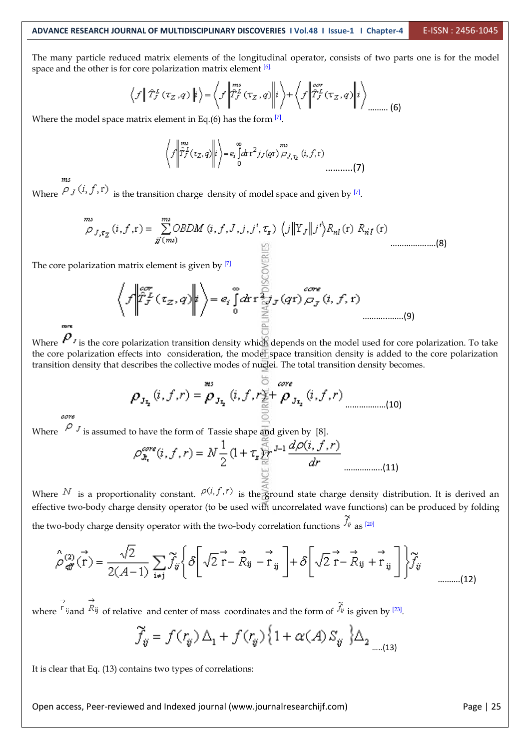The many particle reduced matrix elements of the longitudinal operator, consists of two parts one is for the model space and the other is for core polarization matrix element [6].

$$\left\langle f \left\| \hat{T}_J^L(\tau_Z, q) \right\| i \right\rangle = \left\langle f \left\| \overset{ms}{\hat{T}_J^L}(\tau_Z, q) \right\| i \right\rangle + \left\langle f \left\| \overset{cor}{\hat{T}_J^L}(\tau_Z, q) \right\| i \right\rangle \quad \text{......... (6)}$$

Where the model space matrix element in Eq.(6) has the form [7].

$$\left\langle f \left\| \overset{ms}{\hat{T}_J^L}(\tau_Z, q) \right\| i \right\rangle = e_i \int_0^\infty dr\, r^2 j_J(qr) \overset{ms}{\rho}_{J,\tau_Z}(i, f, r) \quad \text{...........(7)}$$

Where $\overset{ms}{\rho}_J(i, f, r)$ is the transition charge density of model space and given by [7].

$$\overset{ms}{\rho}_{J,\tau_Z}(i, f, r) = \sum_{jj'(ms)}^{ms} OBDM(i, f, J, j, j', \tau_z) \left\langle j \left\| Y_J \right\| j' \right\rangle R_{nl}(r) R_{n'l'}(r) \quad \text{....................(8)}$$

The core polarization matrix element is given by [7]

$$\left\langle f \left\| \overset{cor}{\hat{T}_J^L}(\tau_Z, q) \right\| i \right\rangle = e_i \int_0^\infty dr\, r^2 j_J(qr) \overset{core}{\rho}_J(i, f, r) \quad \text{..................(9)}$$

Where $\overset{core}{\rho}_J$ is the core polarization transition density which depends on the model used for core polarization. To take the core polarization effects into consideration, the model space transition density is added to the core polarization transition density that describes the collective modes of nuclei. The total transition density becomes.

$$\rho_{J\tau_z}(i, f, r) = \overset{ms}{\rho}_{J\tau_z}(i, f, r) + \overset{core}{\rho}_{J\tau_z}(i, f, r) \quad \text{.................(10)}$$

Where $\overset{core}{\rho}_J$ is assumed to have the form of Tassie shape and given by [8].

$$\rho^{core}_{J\tau_z}(i, f, r) = N \frac{1}{2}(1 + \tau_z) r^{J-1} \frac{d\rho(i, f, r)}{dr} \quad \text{................(11)}$$

Where $N$ is a proportionality constant. $\rho(i, f, r)$ is the ground state charge density distribution. It is derived an effective two-body charge density operator (to be used with uncorrelated wave functions) can be produced by folding the two-body charge density operator with the two-body correlation functions $\tilde{f}_{ij}$ as [20]

$$\hat{\rho}^{(2)}_{eff}(\vec{r}) = \frac{\sqrt{2}}{2(A-1)} \sum_{i \neq j} \tilde{f}_{ij} \left\{ \delta\left[\sqrt{2}\,\vec{r} - \vec{R}_{ij} - \vec{r}_{ij}\right] + \delta\left[\sqrt{2}\,\vec{r} - \vec{R}_{ij} + \vec{r}_{ij}\right] \right\} \tilde{f}_{ij} \quad \text{..........(12)}$$

where $\vec{r}_{ij}$ and $\vec{R}_{ij}$ of relative and center of mass coordinates and the form of $\tilde{f}_{ij}$ is given by [23].

$$\tilde{f}_{ij} = f(r_{ij})\Delta_1 + f(r_{ij})\left\{1 + \alpha(A) S_{ij}\right\}\Delta_2 \quad \text{.....(13)}$$

It is clear that Eq. (13) contains two types of correlations: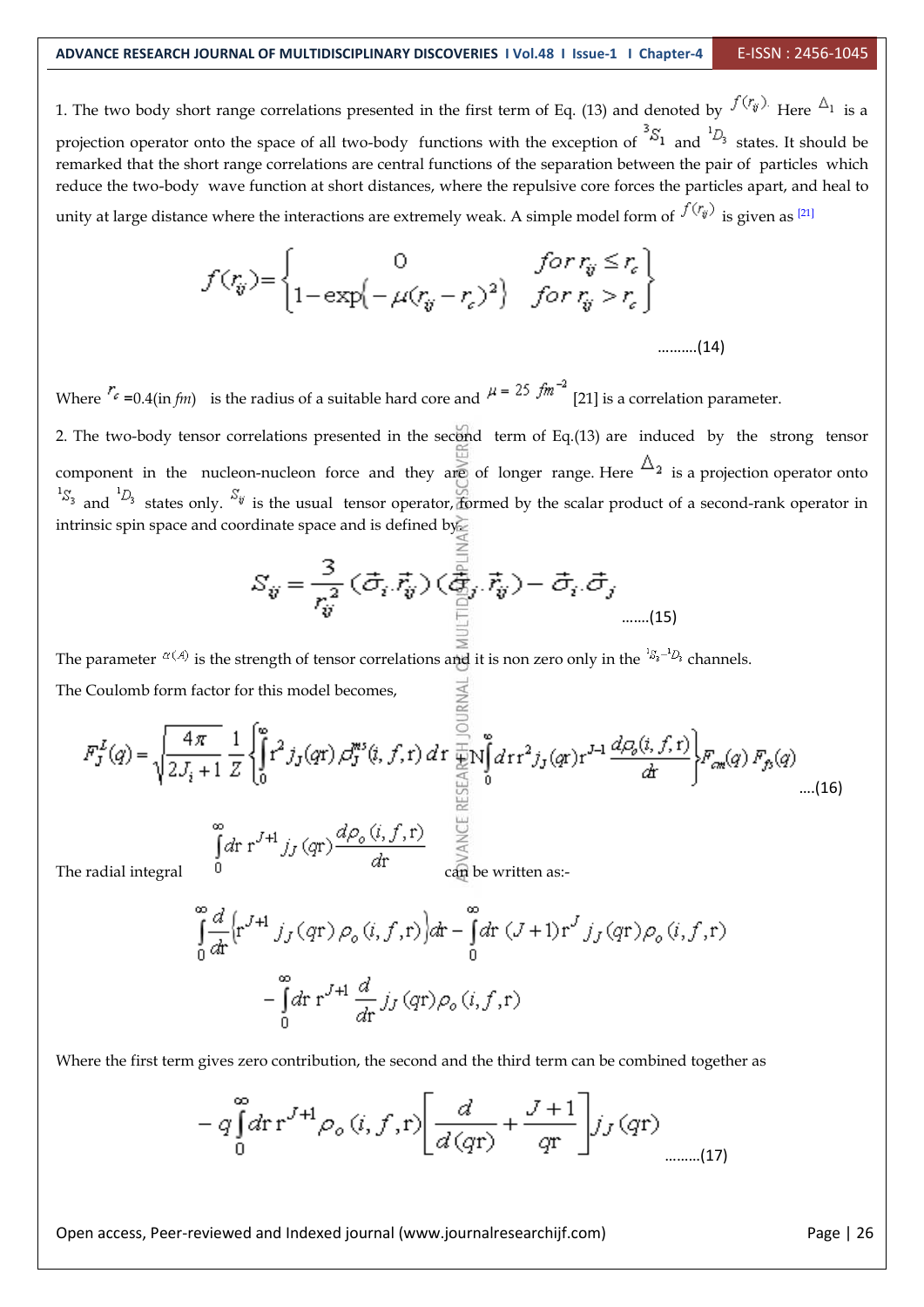1. The two body short range correlations presented in the first term of Eq. (13) and denoted by $f(r_{ij})$. Here $\Delta_1$ is a projection operator onto the space of all two-body functions with the exception of ${}^3S_1$ and ${}^1D_3$ states. It should be remarked that the short range correlations are central functions of the separation between the pair of particles which reduce the two-body wave function at short distances, where the repulsive core forces the particles apart, and heal to unity at large distance where the interactions are extremely weak. A simple model form of $f(r_{ij})$ is given as [21]

$$f(r_{ij}) = \begin{Bmatrix} 0 & for\; r_{ij} \le r_c \\ 1-\exp\{-\mu(r_{ij}-r_c)^2\} & for\; r_{ij} > r_c \end{Bmatrix} \qquad \text{..........(14)}$$

Where $r_c$ =0.4(in *fm*) is the radius of a suitable hard core and $\mu = 25\ fm^{-2}$ [21] is a correlation parameter.

2. The two-body tensor correlations presented in the second term of Eq.(13) are induced by the strong tensor component in the nucleon-nucleon force and they are of longer range. Here $\Delta_2$ is a projection operator onto ${}^1S_3$ and ${}^1D_3$ states only. $S_{ij}$ is the usual tensor operator, formed by the scalar product of a second-rank operator in intrinsic spin space and coordinate space and is defined by,

$$S_{ij} = \frac{3}{r_{ij}^2}(\vec{\sigma}_i.\vec{r}_{ij})(\vec{\sigma}_j.\vec{r}_{ij}) - \vec{\sigma}_i.\vec{\sigma}_j \qquad \text{.......(15)}$$

The parameter $\alpha(A)$ is the strength of tensor correlations and it is non zero only in the ${}^1S_3-{}^1D_3$ channels.

The Coulomb form factor for this model becomes,

$$F_J^L(q) = \sqrt{\frac{4\pi}{2J_i+1}}\frac{1}{Z}\left\{\int_0^\infty r^2 j_J(qr)\,\rho_J^{ms}(i,f,r)\,dr + N\int_0^\infty dr\, r^2 j_J(qr) r^{J-1}\frac{d\rho_o(i,f,r)}{dr}\right\}F_{cm}(q)\,F_{fs}(q) \qquad \text{....(16)}$$

The radial integral $\int_0^\infty dr\, r^{J+1} j_J(qr)\frac{d\rho_o(i,f,r)}{dr}$ can be written as:-

$$\int_0^\infty \frac{d}{dr}\left(r^{J+1} j_J(qr)\rho_o(i,f,r)\right)dr - \int_0^\infty dr\,(J+1)r^J j_J(qr)\rho_o(i,f,r)$$

$$-\int_0^\infty dr\, r^{J+1}\frac{d}{dr}j_J(qr)\rho_o(i,f,r)$$

Where the first term gives zero contribution, the second and the third term can be combined together as

$$-q\int_0^\infty dr\, r^{J+1}\rho_o(i,f,r)\left[\frac{d}{d(qr)} + \frac{J+1}{qr}\right]j_J(qr) \qquad \text{.........(17)}$$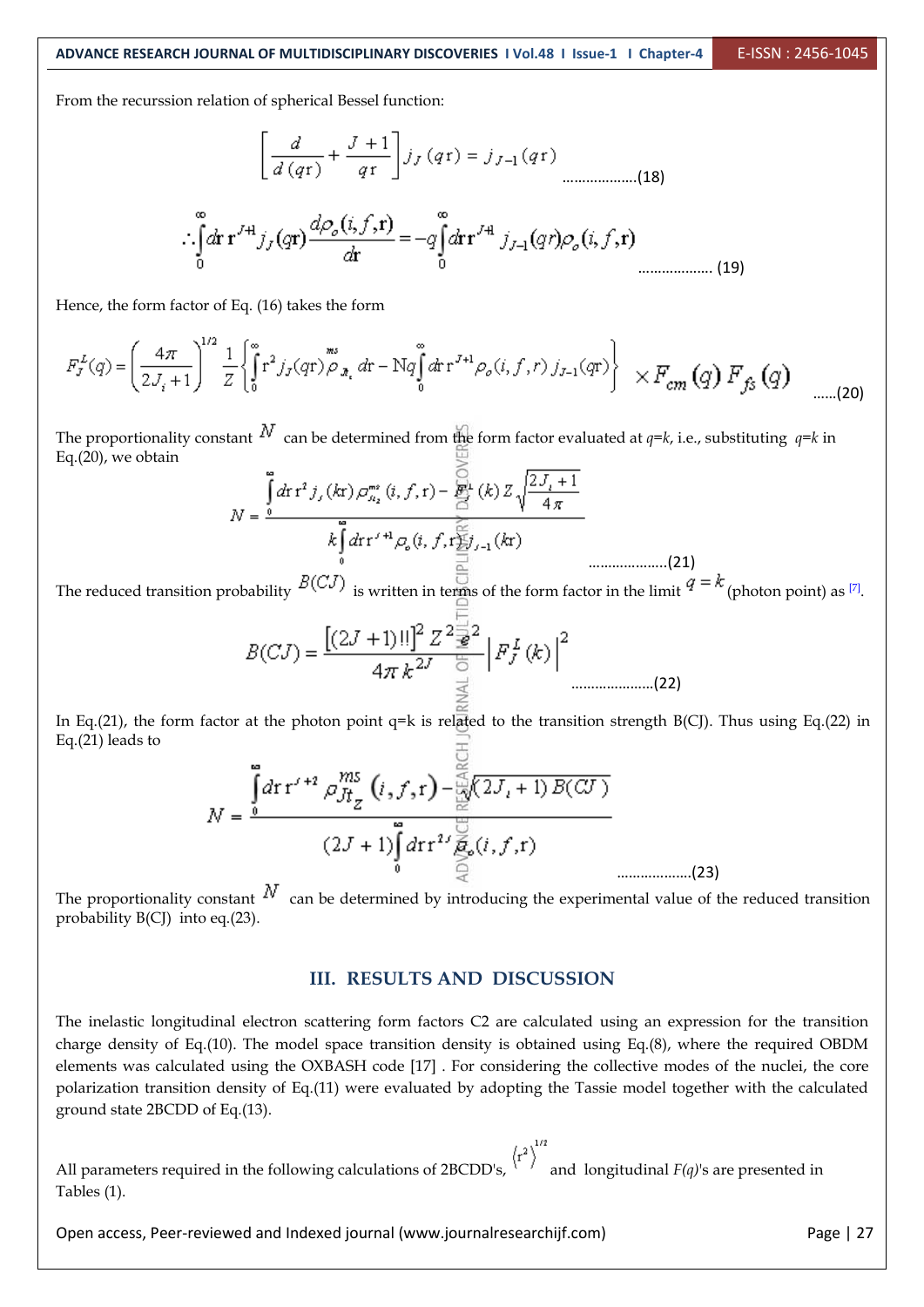From the recurssion relation of spherical Bessel function:

$$\left[\frac{d}{d(qr)}+\frac{J+1}{qr}\right]j_J(qr)=j_{J-1}(qr) \qquad \text{..................(18)}$$

$$\therefore\int_0^\infty dr\, r^{J+1} j_J(qr)\frac{d\rho_o(i,f,r)}{dr}=-q\int_0^\infty dr\, r^{J+1}\, j_{J-1}(qr)\rho_o(i,f,r) \qquad \text{.................. (19)}$$

Hence, the form factor of Eq. (16) takes the form

$$F_J^L(q)=\left(\frac{4\pi}{2J_i+1}\right)^{1/2}\frac{1}{Z}\left\{\int_0^\infty r^2 j_J(qr)\rho_{Jt_z}^{ms}\,dr-\mathrm{N}q\int_0^\infty dr\, r^{J+1}\rho_o(i,f,r)\, j_{J-1}(qr)\right\}\times F_{cm}(q)\,F_{fs}(q) \qquad \text{......(20)}$$

The proportionality constant $N$ can be determined from the form factor evaluated at $q=k$, i.e., substituting $q=k$ in Eq.(20), we obtain

$$N=\frac{\int_0^\infty dr\, r^2 j_J(kr)\rho_{Jt_z}^{ms}(i,f,r)-F_J^L(k)\,Z\sqrt{\frac{2J_i+1}{4\pi}}}{k\int_0^\infty dr\, r^{J+1}\rho_o(i,f,r)\, j_{J-1}(kr)} \qquad \text{....................(21)}$$

The reduced transition probability $B(CJ)$ is written in terms of the form factor in the limit $q=k$ (photon point) as [7].

$$B(CJ)=\frac{\left[(2J+1)!!\right]^2 Z^2 e^2}{4\pi\, k^{2J}}\left|F_J^L(k)\right|^2 \qquad \text{.....................(22)}$$

In Eq.(21), the form factor at the photon point q=k is related to the transition strength B(CJ). Thus using Eq.(22) in Eq.(21) leads to

$$N=\frac{\int_0^\infty dr\, r^{J+2}\rho_{Jt_z}^{ms}(i,f,r)-\sqrt{(2J_i+1)B(CJ)}}{(2J+1)\int_0^\infty dr\, r^{2J}\rho_o(i,f,r)} \qquad \text{...................(23)}$$

The proportionality constant $N$ can be determined by introducing the experimental value of the reduced transition probability B(CJ) into eq.(23).

## III. RESULTS AND DISCUSSION

The inelastic longitudinal electron scattering form factors C2 are calculated using an expression for the transition charge density of Eq.(10). The model space transition density is obtained using Eq.(8), where the required OBDM elements was calculated using the OXBASH code [17] . For considering the collective modes of the nuclei, the core polarization transition density of Eq.(11) were evaluated by adopting the Tassie model together with the calculated ground state 2BCDD of Eq.(13).

All parameters required in the following calculations of 2BCDD's, $\langle r^2\rangle^{1/2}$ and longitudinal $F(q)$'s are presented in Tables (1).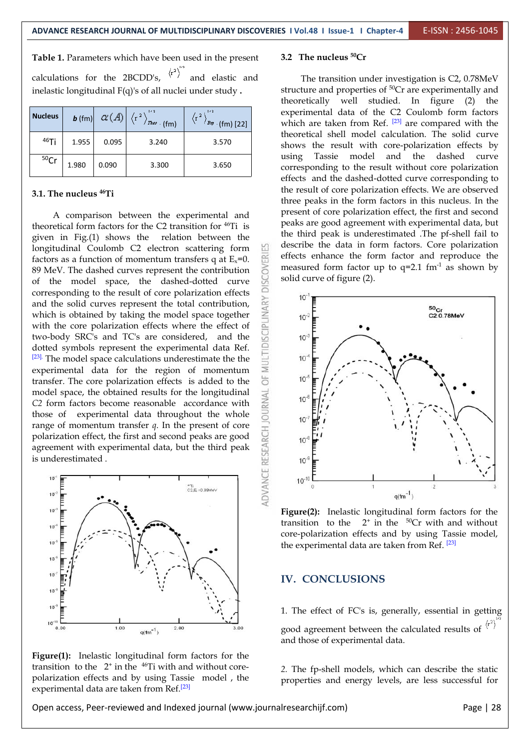**Table 1.** Parameters which have been used in the present calculations for the 2BCDD's, $\langle r^2 \rangle^{1/2}$ and elastic and inelastic longitudinal F(q)'s of all nuclei under study **.**

| Nucleus | $b$ (fm) | $\alpha(A)$ | $\langle r^2 \rangle^{1/2}_{Theo}$ (fm) | $\langle r^2 \rangle^{1/2}_{Exp}$ (fm) [22] |
|---|---|---|---|---|
| $^{46}$Ti | 1.955 | 0.095 | 3.240 | 3.570 |
| $^{50}$Cr | 1.980 | 0.090 | 3.300 | 3.650 |

### 3.1. The nucleus $^{46}$Ti

A comparison between the experimental and theoretical form factors for the C2 transition for $^{46}$Ti is given in Fig.(1) shows the relation between the longitudinal Coulomb C2 electron scattering form factors as a function of momentum transfers q at $E_x$=0. 89 MeV. The dashed curves represent the contribution of the model space, the dashed-dotted curve corresponding to the result of core polarization effects and the solid curves represent the total contribution, which is obtained by taking the model space together with the core polarization effects where the effect of two-body SRC's and TC's are considered, and the dotted symbols represent the experimental data Ref. [23]. The model space calculations underestimate the the experimental data for the region of momentum transfer. The core polarization effects is added to the model space, the obtained results for the longitudinal *C2* form factors become reasonable accordance with those of experimental data throughout the whole range of momentum transfer *q*. In the present of core polarization effect, the first and second peaks are good agreement with experimental data, but the third peak is underestimated .

**Figure(1):** Inelastic longitudinal form factors for the transition to the $2^+$ in the $^{46}$Ti with and without core-polarization effects and by using Tassie model , the experimental data are taken from Ref.[23]

### 3.2 The nucleus $^{50}$Cr

The transition under investigation is C2, 0.78MeV structure and properties of $^{50}$Cr are experimentally and theoretically well studied. In figure (2) the experimental data of the C2 Coulomb form factors which are taken from Ref. [23] are compared with the theoretical shell model calculation. The solid curve shows the result with core-polarization effects by using Tassie model and the dashed curve corresponding to the result without core polarization effects and the dashed-dotted curve corresponding to the result of core polarization effects. We are observed three peaks in the form factors in this nucleus. In the present of core polarization effect, the first and second peaks are good agreement with experimental data, but the third peak is underestimated .The pf-shell fail to describe the data in form factors. Core polarization effects enhance the form factor and reproduce the measured form factor up to q=2.1 fm$^{-1}$ as shown by solid curve of figure (2).

**Figure(2):** Inelastic longitudinal form factors for the transition to the $2^+$ in the $^{50}$Cr with and without core-polarization effects and by using Tassie model, the experimental data are taken from Ref. [23]

## IV. CONCLUSIONS

1. The effect of FC's is, generally, essential in getting good agreement between the calculated results of $\langle r^2 \rangle^{1/2}$ and those of experimental data.

2. The fp-shell models, which can describe the static properties and energy levels, are less successful for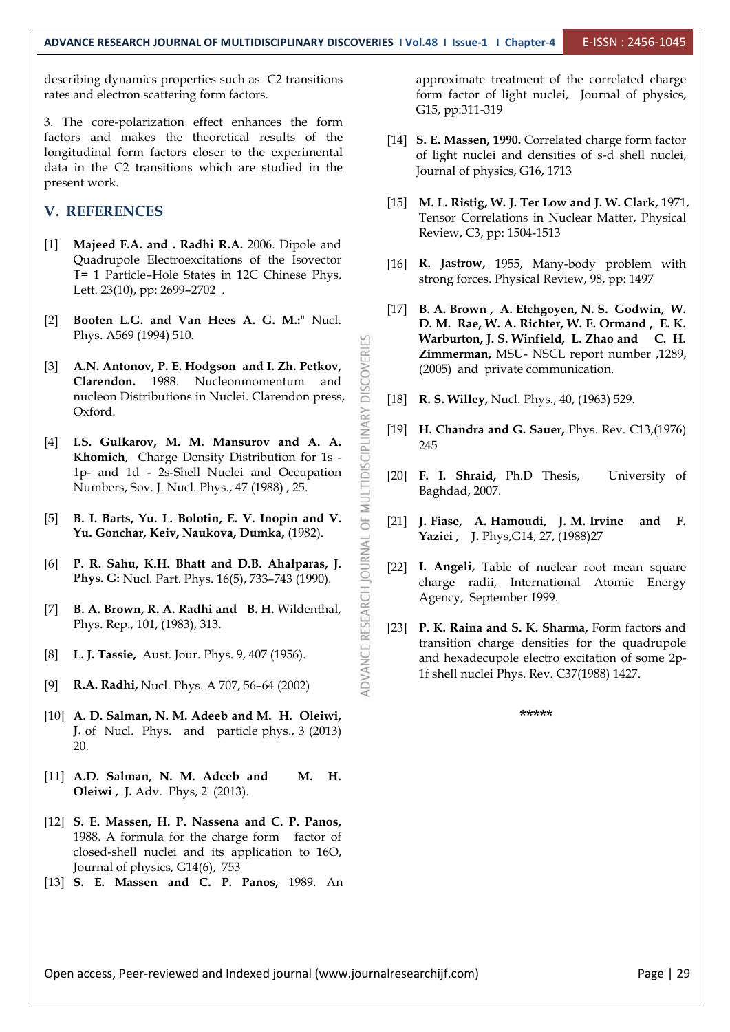describing dynamics properties such as C2 transitions rates and electron scattering form factors.

3. The core-polarization effect enhances the form factors and makes the theoretical results of the longitudinal form factors closer to the experimental data in the C2 transitions which are studied in the present work.

## V. REFERENCES

[1] **Majeed F.A. and . Radhi R.A.** 2006. Dipole and Quadrupole Electroexcitations of the Isovector T= 1 Particle–Hole States in 12C Chinese Phys. Lett. 23(10), pp: 2699–2702 .

[2] **Booten L.G. and Van Hees A. G. M.:**" Nucl. Phys. A569 (1994) 510.

[3] **A.N. Antonov, P. E. Hodgson and I. Zh. Petkov, Clarendon.** 1988. Nucleonmomentum and nucleon Distributions in Nuclei. Clarendon press, Oxford.

[4] **I.S. Gulkarov, M. M. Mansurov and A. A. Khomich**, Charge Density Distribution for 1s - 1p- and 1d - 2s-Shell Nuclei and Occupation Numbers, Sov. J. Nucl. Phys., 47 (1988) , 25.

[5] **B. I. Barts, Yu. L. Bolotin, E. V. Inopin and V. Yu. Gonchar, Keiv, Naukova, Dumka,** (1982).

[6] **P. R. Sahu, K.H. Bhatt and D.B. Ahalparas, J. Phys. G:** Nucl. Part. Phys. 16(5), 733–743 (1990).

[7] **B. A. Brown, R. A. Radhi and B. H.** Wildenthal, Phys. Rep., 101, (1983), 313.

[8] **L. J. Tassie,** Aust. Jour. Phys. 9, 407 (1956).

[9] **R.A. Radhi,** Nucl. Phys. A 707, 56–64 (2002)

[10] **A. D. Salman, N. M. Adeeb and M. H. Oleiwi, J.** of Nucl. Phys. and particle phys., 3 (2013) 20.

[11] **A.D. Salman, N. M. Adeeb and M. H. Oleiwi , J.** Adv. Phys, 2 (2013).

[12] **S. E. Massen, H. P. Nassena and C. P. Panos,** 1988. A formula for the charge form factor of closed-shell nuclei and its application to 16O, Journal of physics, G14(6), 753

[13] **S. E. Massen and C. P. Panos,** 1989. An approximate treatment of the correlated charge form factor of light nuclei, Journal of physics, G15, pp:311-319

[14] **S. E. Massen, 1990.** Correlated charge form factor of light nuclei and densities of s-d shell nuclei, Journal of physics, G16, 1713

[15] **M. L. Ristig, W. J. Ter Low and J. W. Clark,** 1971, Tensor Correlations in Nuclear Matter, Physical Review, C3, pp: 1504-1513

[16] **R. Jastrow,** 1955, Many-body problem with strong forces. Physical Review, 98, pp: 1497

[17] **B. A. Brown , A. Etchgoyen, N. S. Godwin, W. D. M. Rae, W. A. Richter, W. E. Ormand , E. K. Warburton, J. S. Winfield, L. Zhao and C. H. Zimmerman,** MSU- NSCL report number ,1289, (2005) and private communication.

[18] **R. S. Willey,** Nucl. Phys., 40, (1963) 529.

[19] **H. Chandra and G. Sauer,** Phys. Rev. C13,(1976) 245

[20] **F. I. Shraid,** Ph.D Thesis, University of Baghdad, 2007.

[21] **J. Fiase, A. Hamoudi, J. M. Irvine and F. Yazici , J.** Phys,G14, 27, (1988)27

[22] **I. Angeli,** Table of nuclear root mean square charge radii, International Atomic Energy Agency, September 1999.

[23] **P. K. Raina and S. K. Sharma,** Form factors and transition charge densities for the quadrupole and hexadecupole electro excitation of some 2p-1f shell nuclei Phys. Rev. C37(1988) 1427.

*****